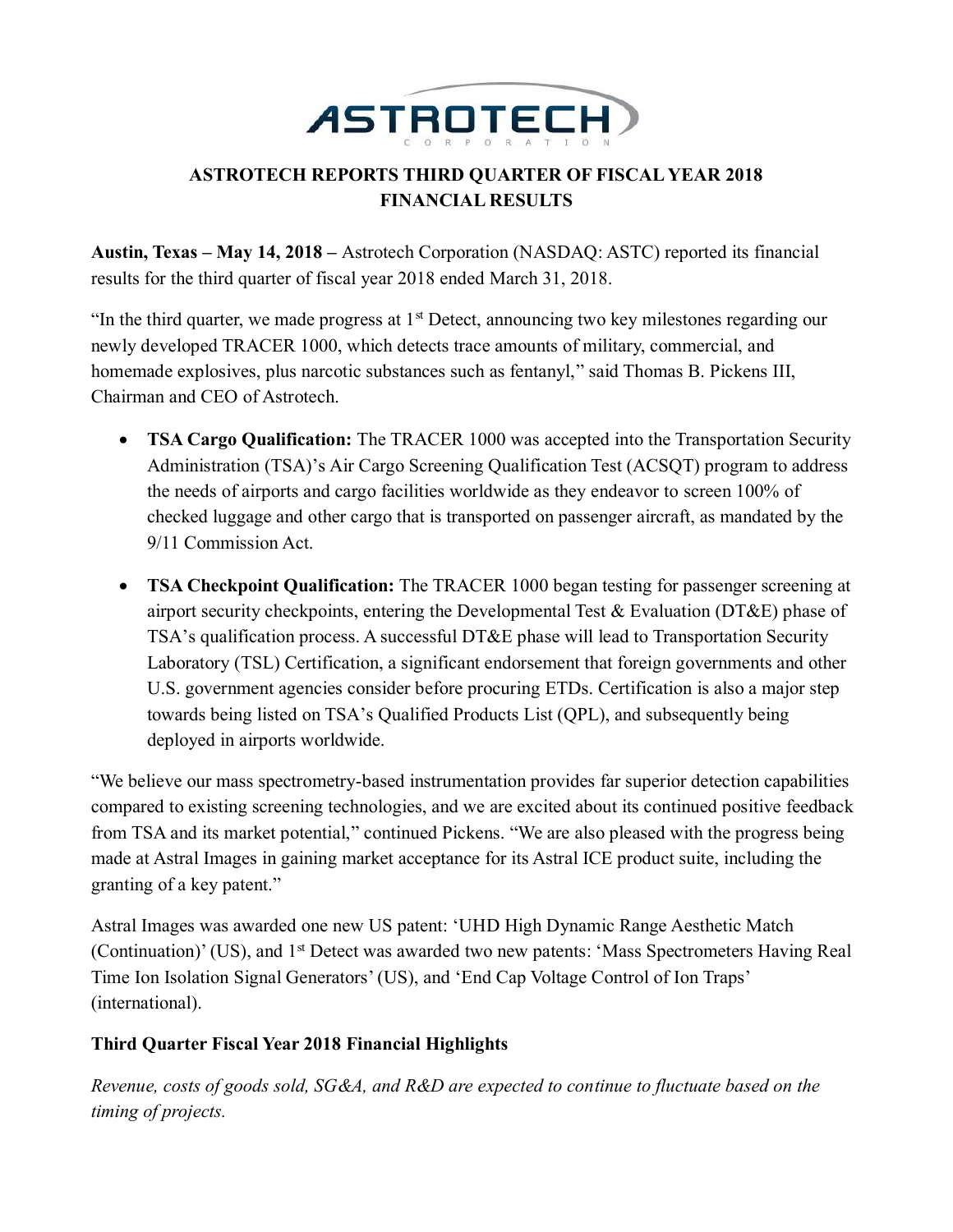ASTROTECH CORPORATION

# ASTROTECH REPORTS THIRD QUARTER OF FISCAL YEAR 2018 FINANCIAL RESULTS

**Austin, Texas – May 14, 2018 –** Astrotech Corporation (NASDAQ: ASTC) reported its financial results for the third quarter of fiscal year 2018 ended March 31, 2018.

"In the third quarter, we made progress at 1st Detect, announcing two key milestones regarding our newly developed TRACER 1000, which detects trace amounts of military, commercial, and homemade explosives, plus narcotic substances such as fentanyl," said Thomas B. Pickens III, Chairman and CEO of Astrotech.

- **TSA Cargo Qualification:** The TRACER 1000 was accepted into the Transportation Security Administration (TSA)'s Air Cargo Screening Qualification Test (ACSQT) program to address the needs of airports and cargo facilities worldwide as they endeavor to screen 100% of checked luggage and other cargo that is transported on passenger aircraft, as mandated by the 9/11 Commission Act.
- **TSA Checkpoint Qualification:** The TRACER 1000 began testing for passenger screening at airport security checkpoints, entering the Developmental Test & Evaluation (DT&E) phase of TSA's qualification process. A successful DT&E phase will lead to Transportation Security Laboratory (TSL) Certification, a significant endorsement that foreign governments and other U.S. government agencies consider before procuring ETDs. Certification is also a major step towards being listed on TSA's Qualified Products List (QPL), and subsequently being deployed in airports worldwide.

"We believe our mass spectrometry-based instrumentation provides far superior detection capabilities compared to existing screening technologies, and we are excited about its continued positive feedback from TSA and its market potential," continued Pickens. "We are also pleased with the progress being made at Astral Images in gaining market acceptance for its Astral ICE product suite, including the granting of a key patent."

Astral Images was awarded one new US patent: 'UHD High Dynamic Range Aesthetic Match (Continuation)' (US), and 1st Detect was awarded two new patents: 'Mass Spectrometers Having Real Time Ion Isolation Signal Generators' (US), and 'End Cap Voltage Control of Ion Traps' (international).

**Third Quarter Fiscal Year 2018 Financial Highlights**

*Revenue, costs of goods sold, SG&A, and R&D are expected to continue to fluctuate based on the timing of projects.*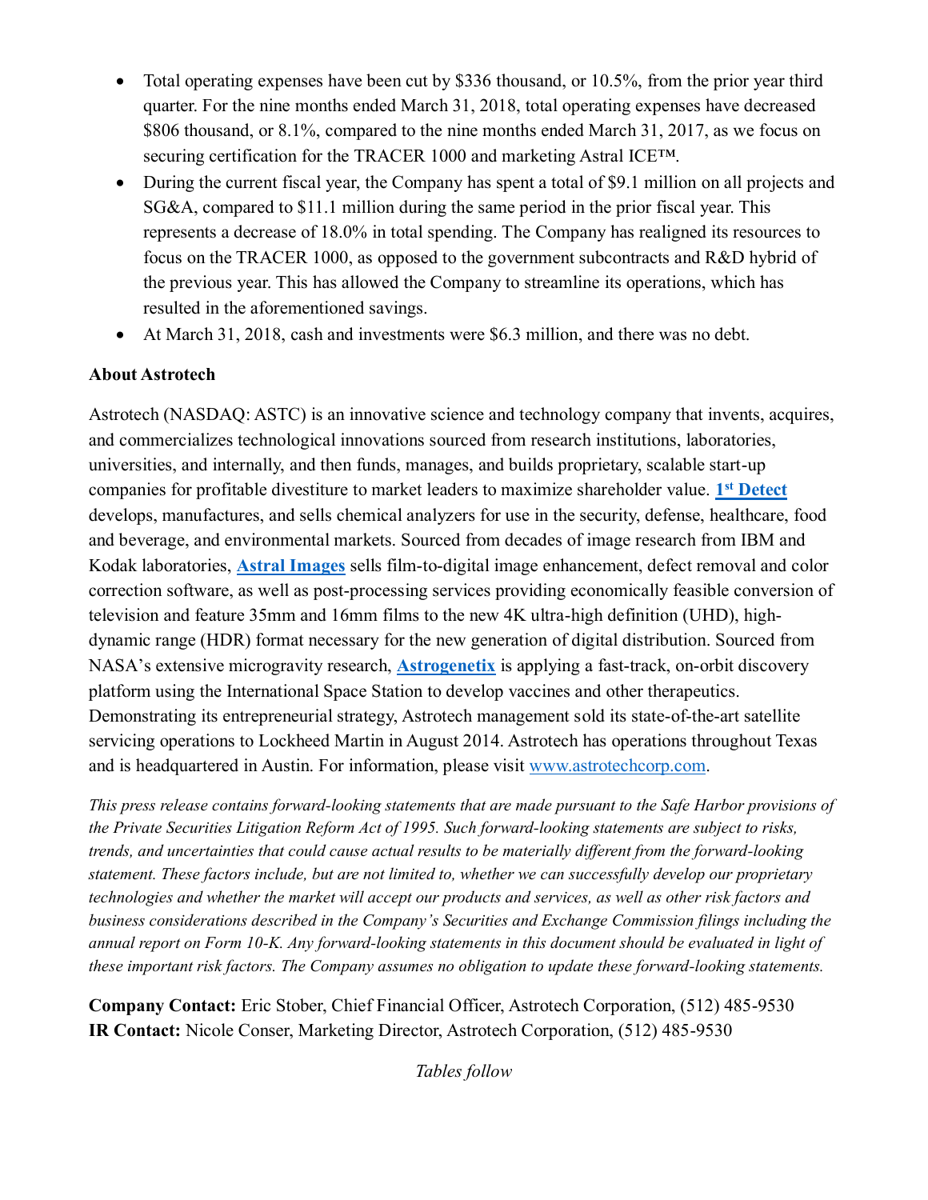- Total operating expenses have been cut by $336 thousand, or 10.5%, from the prior year third quarter. For the nine months ended March 31, 2018, total operating expenses have decreased $806 thousand, or 8.1%, compared to the nine months ended March 31, 2017, as we focus on securing certification for the TRACER 1000 and marketing Astral ICE™.
- During the current fiscal year, the Company has spent a total of $9.1 million on all projects and SG&A, compared to $11.1 million during the same period in the prior fiscal year. This represents a decrease of 18.0% in total spending. The Company has realigned its resources to focus on the TRACER 1000, as opposed to the government subcontracts and R&D hybrid of the previous year. This has allowed the Company to streamline its operations, which has resulted in the aforementioned savings.
- At March 31, 2018, cash and investments were $6.3 million, and there was no debt.

**About Astrotech**

Astrotech (NASDAQ: ASTC) is an innovative science and technology company that invents, acquires, and commercializes technological innovations sourced from research institutions, laboratories, universities, and internally, and then funds, manages, and builds proprietary, scalable start-up companies for profitable divestiture to market leaders to maximize shareholder value. **1st Detect** develops, manufactures, and sells chemical analyzers for use in the security, defense, healthcare, food and beverage, and environmental markets. Sourced from decades of image research from IBM and Kodak laboratories, **Astral Images** sells film-to-digital image enhancement, defect removal and color correction software, as well as post-processing services providing economically feasible conversion of television and feature 35mm and 16mm films to the new 4K ultra-high definition (UHD), high-dynamic range (HDR) format necessary for the new generation of digital distribution. Sourced from NASA's extensive microgravity research, **Astrogenetix** is applying a fast-track, on-orbit discovery platform using the International Space Station to develop vaccines and other therapeutics. Demonstrating its entrepreneurial strategy, Astrotech management sold its state-of-the-art satellite servicing operations to Lockheed Martin in August 2014. Astrotech has operations throughout Texas and is headquartered in Austin. For information, please visit www.astrotechcorp.com.

*This press release contains forward-looking statements that are made pursuant to the Safe Harbor provisions of the Private Securities Litigation Reform Act of 1995. Such forward-looking statements are subject to risks, trends, and uncertainties that could cause actual results to be materially different from the forward-looking statement. These factors include, but are not limited to, whether we can successfully develop our proprietary technologies and whether the market will accept our products and services, as well as other risk factors and business considerations described in the Company's Securities and Exchange Commission filings including the annual report on Form 10-K. Any forward-looking statements in this document should be evaluated in light of these important risk factors. The Company assumes no obligation to update these forward-looking statements.*

**Company Contact:** Eric Stober, Chief Financial Officer, Astrotech Corporation, (512) 485-9530
**IR Contact:** Nicole Conser, Marketing Director, Astrotech Corporation, (512) 485-9530

*Tables follow*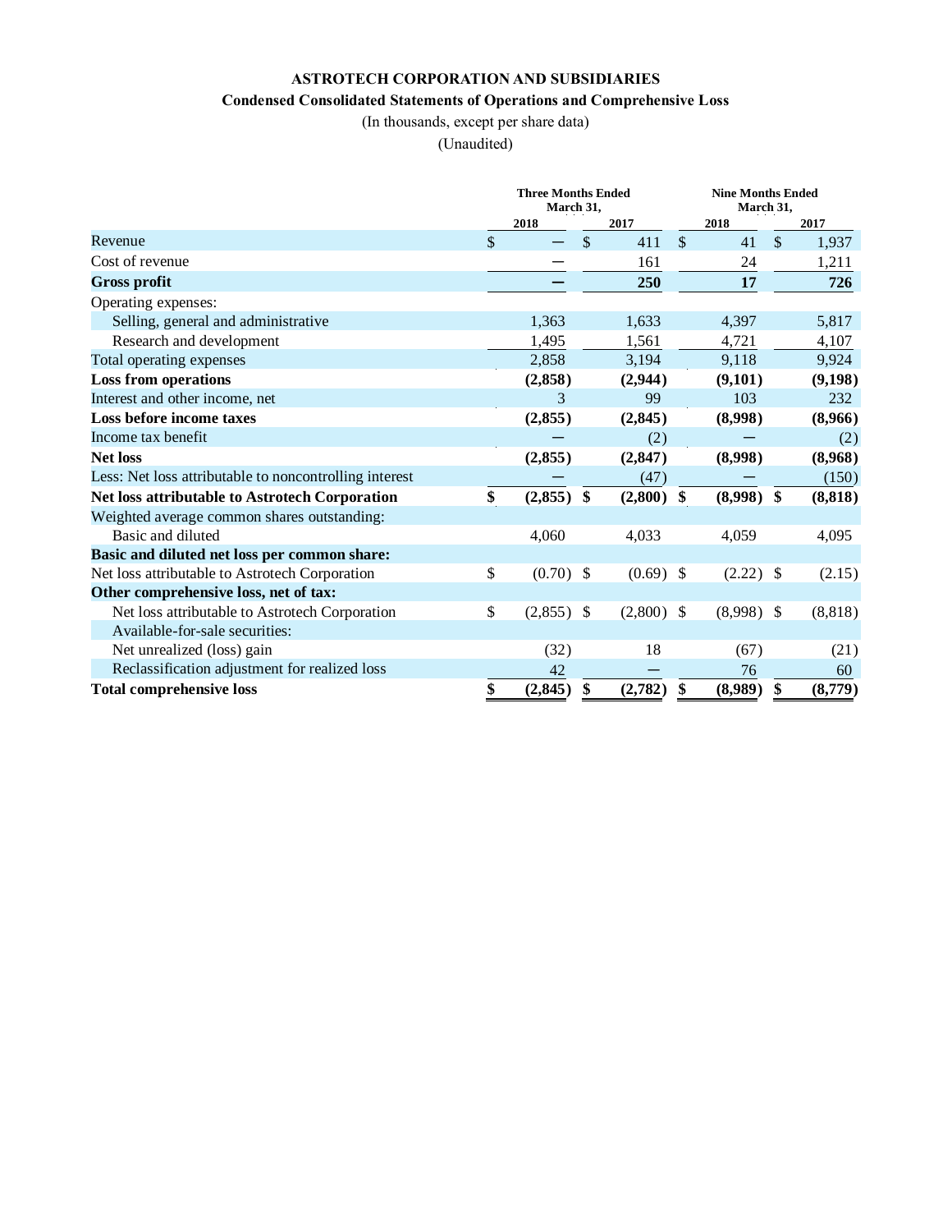**ASTROTECH CORPORATION AND SUBSIDIARIES**

**Condensed Consolidated Statements of Operations and Comprehensive Loss**

(In thousands, except per share data)

(Unaudited)

| | Three Months Ended March 31, | | Nine Months Ended March 31, | |
|---|---|---|---|---|
| | 2018 | 2017 | 2018 | 2017 |
| Revenue | $ — | $ 411 | $ 41 | $ 1,937 |
| Cost of revenue | — | 161 | 24 | 1,211 |
| **Gross profit** | **—** | **250** | **17** | **726** |
| Operating expenses: | | | | |
| Selling, general and administrative | 1,363 | 1,633 | 4,397 | 5,817 |
| Research and development | 1,495 | 1,561 | 4,721 | 4,107 |
| Total operating expenses | 2,858 | 3,194 | 9,118 | 9,924 |
| **Loss from operations** | **(2,858)** | **(2,944)** | **(9,101)** | **(9,198)** |
| Interest and other income, net | 3 | 99 | 103 | 232 |
| **Loss before income taxes** | **(2,855)** | **(2,845)** | **(8,998)** | **(8,966)** |
| Income tax benefit | — | (2) | — | (2) |
| **Net loss** | **(2,855)** | **(2,847)** | **(8,998)** | **(8,968)** |
| Less: Net loss attributable to noncontrolling interest | — | (47) | — | (150) |
| **Net loss attributable to Astrotech Corporation** | **$ (2,855)** | **$ (2,800)** | **$ (8,998)** | **$ (8,818)** |
| Weighted average common shares outstanding: | | | | |
| Basic and diluted | 4,060 | 4,033 | 4,059 | 4,095 |
| **Basic and diluted net loss per common share:** | | | | |
| Net loss attributable to Astrotech Corporation | $ (0.70) | $ (0.69) | $ (2.22) | $ (2.15) |
| **Other comprehensive loss, net of tax:** | | | | |
| Net loss attributable to Astrotech Corporation | $ (2,855) | $ (2,800) | $ (8,998) | $ (8,818) |
| Available-for-sale securities: | | | | |
| Net unrealized (loss) gain | (32) | 18 | (67) | (21) |
| Reclassification adjustment for realized loss | 42 | — | 76 | 60 |
| **Total comprehensive loss** | **$ (2,845)** | **$ (2,782)** | **$ (8,989)** | **$ (8,779)** |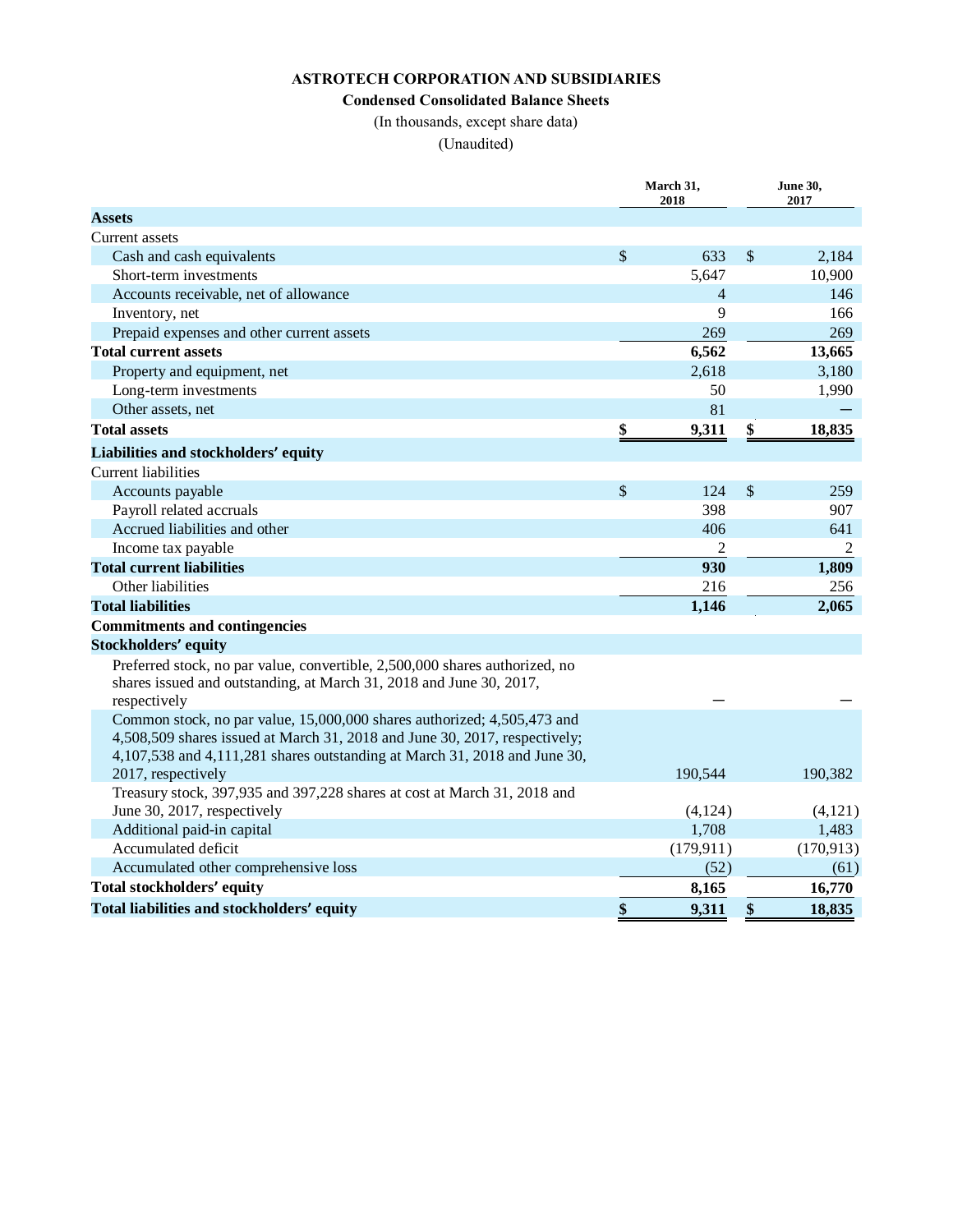**ASTROTECH CORPORATION AND SUBSIDIARIES**

**Condensed Consolidated Balance Sheets**

(In thousands, except share data)

(Unaudited)

| | March 31, 2018 | June 30, 2017 |
|---|---|---|
| **Assets** | | |
| Current assets | | |
| Cash and cash equivalents | $ 633 | $ 2,184 |
| Short-term investments | 5,647 | 10,900 |
| Accounts receivable, net of allowance | 4 | 146 |
| Inventory, net | 9 | 166 |
| Prepaid expenses and other current assets | 269 | 269 |
| **Total current assets** | **6,562** | **13,665** |
| Property and equipment, net | 2,618 | 3,180 |
| Long-term investments | 50 | 1,990 |
| Other assets, net | 81 | — |
| **Total assets** | **$ 9,311** | **$ 18,835** |
| **Liabilities and stockholders' equity** | | |
| Current liabilities | | |
| Accounts payable | $ 124 | $ 259 |
| Payroll related accruals | 398 | 907 |
| Accrued liabilities and other | 406 | 641 |
| Income tax payable | 2 | 2 |
| **Total current liabilities** | **930** | **1,809** |
| Other liabilities | 216 | 256 |
| **Total liabilities** | **1,146** | **2,065** |
| **Commitments and contingencies** | | |
| **Stockholders' equity** | | |
| Preferred stock, no par value, convertible, 2,500,000 shares authorized, no shares issued and outstanding, at March 31, 2018 and June 30, 2017, respectively | — | — |
| Common stock, no par value, 15,000,000 shares authorized; 4,505,473 and 4,508,509 shares issued at March 31, 2018 and June 30, 2017, respectively; 4,107,538 and 4,111,281 shares outstanding at March 31, 2018 and June 30, 2017, respectively | 190,544 | 190,382 |
| Treasury stock, 397,935 and 397,228 shares at cost at March 31, 2018 and June 30, 2017, respectively | (4,124) | (4,121) |
| Additional paid-in capital | 1,708 | 1,483 |
| Accumulated deficit | (179,911) | (170,913) |
| Accumulated other comprehensive loss | (52) | (61) |
| **Total stockholders' equity** | **8,165** | **16,770** |
| **Total liabilities and stockholders' equity** | **$ 9,311** | **$ 18,835** |